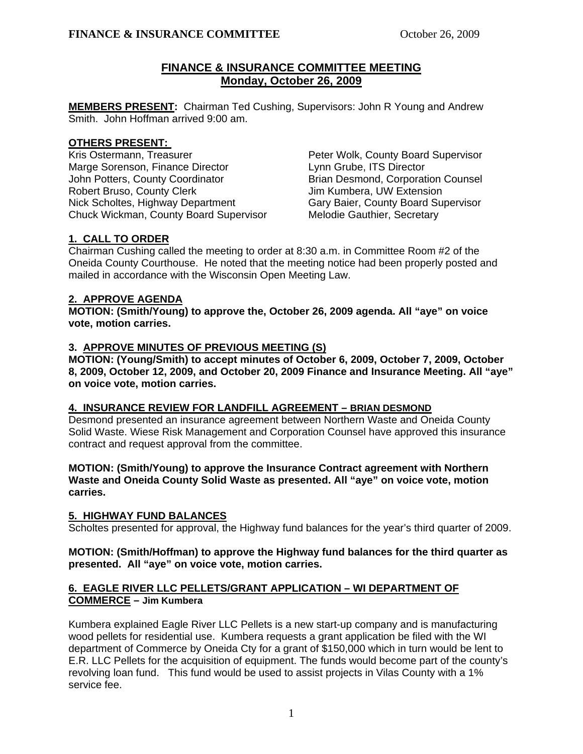# FINANCE & INSURANCE COMMITTEE MEETING
## Monday, October 26, 2009

**MEMBERS PRESENT:** Chairman Ted Cushing, Supervisors: John R Young and Andrew Smith. John Hoffman arrived 9:00 am.

**OTHERS PRESENT:**

Kris Ostermann, Treasurer
Marge Sorenson, Finance Director
John Potters, County Coordinator
Robert Bruso, County Clerk
Nick Scholtes, Highway Department
Chuck Wickman, County Board Supervisor
Peter Wolk, County Board Supervisor
Lynn Grube, ITS Director
Brian Desmond, Corporation Counsel
Jim Kumbera, UW Extension
Gary Baier, County Board Supervisor
Melodie Gauthier, Secretary

### 1. CALL TO ORDER

Chairman Cushing called the meeting to order at 8:30 a.m. in Committee Room #2 of the Oneida County Courthouse. He noted that the meeting notice had been properly posted and mailed in accordance with the Wisconsin Open Meeting Law.

### 2. APPROVE AGENDA

**MOTION: (Smith/Young) to approve the, October 26, 2009 agenda. All "aye" on voice vote, motion carries.**

### 3. APPROVE MINUTES OF PREVIOUS MEETING (S)

**MOTION: (Young/Smith) to accept minutes of October 6, 2009, October 7, 2009, October 8, 2009, October 12, 2009, and October 20, 2009 Finance and Insurance Meeting. All "aye" on voice vote, motion carries.**

### 4. INSURANCE REVIEW FOR LANDFILL AGREEMENT – BRIAN DESMOND

Desmond presented an insurance agreement between Northern Waste and Oneida County Solid Waste. Wiese Risk Management and Corporation Counsel have approved this insurance contract and request approval from the committee.

**MOTION: (Smith/Young) to approve the Insurance Contract agreement with Northern Waste and Oneida County Solid Waste as presented. All "aye" on voice vote, motion carries.**

### 5. HIGHWAY FUND BALANCES

Scholtes presented for approval, the Highway fund balances for the year's third quarter of 2009.

**MOTION: (Smith/Hoffman) to approve the Highway fund balances for the third quarter as presented. All "aye" on voice vote, motion carries.**

### 6. EAGLE RIVER LLC PELLETS/GRANT APPLICATION – WI DEPARTMENT OF COMMERCE – Jim Kumbera

Kumbera explained Eagle River LLC Pellets is a new start-up company and is manufacturing wood pellets for residential use. Kumbera requests a grant application be filed with the WI department of Commerce by Oneida Cty for a grant of $150,000 which in turn would be lent to E.R. LLC Pellets for the acquisition of equipment. The funds would become part of the county's revolving loan fund. This fund would be used to assist projects in Vilas County with a 1% service fee.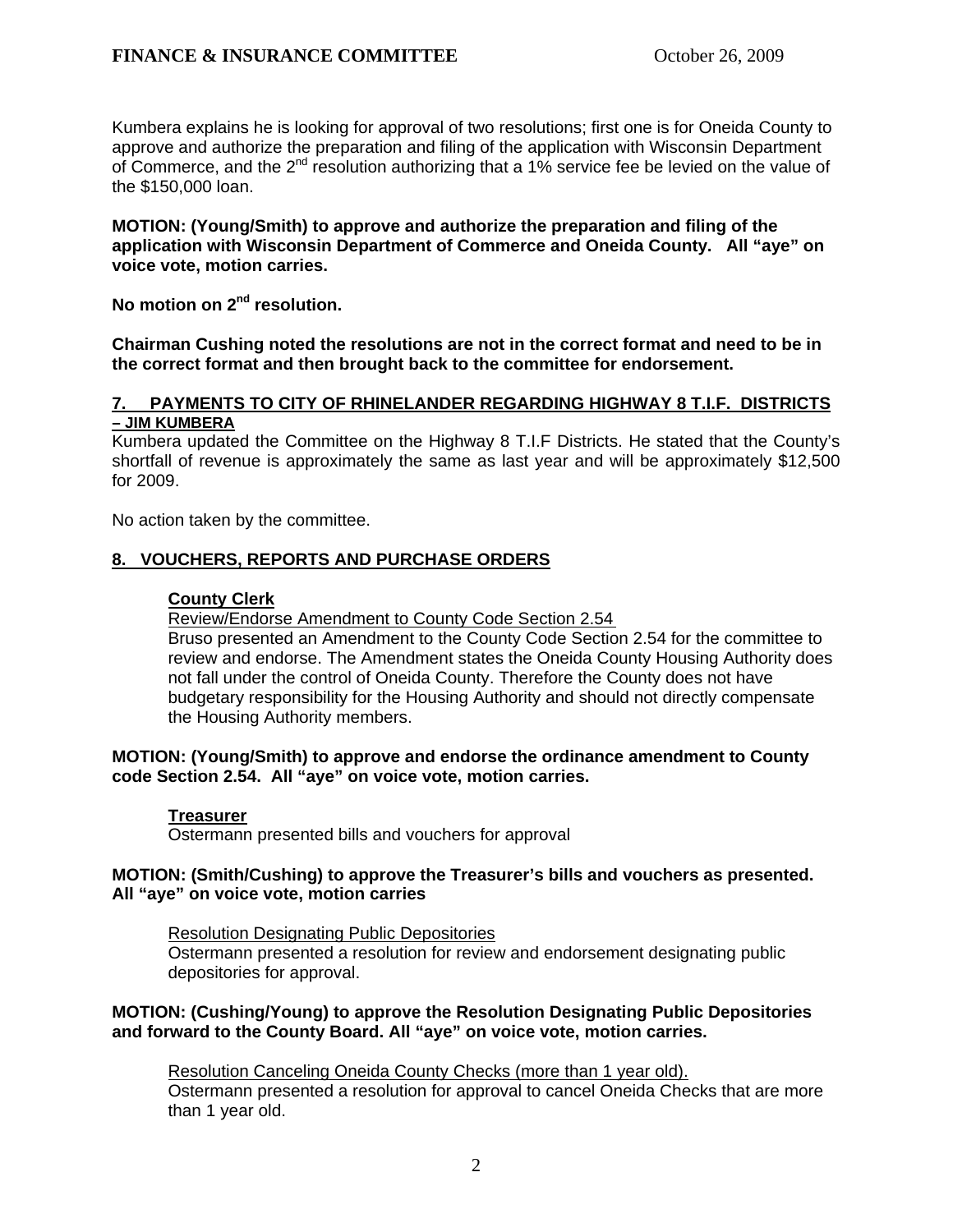Kumbera explains he is looking for approval of two resolutions; first one is for Oneida County to approve and authorize the preparation and filing of the application with Wisconsin Department of Commerce, and the 2nd resolution authorizing that a 1% service fee be levied on the value of the $150,000 loan.

**MOTION: (Young/Smith) to approve and authorize the preparation and filing of the application with Wisconsin Department of Commerce and Oneida County. All "aye" on voice vote, motion carries.**

**No motion on 2nd resolution.**

**Chairman Cushing noted the resolutions are not in the correct format and need to be in the correct format and then brought back to the committee for endorsement.**

## 7. PAYMENTS TO CITY OF RHINELANDER REGARDING HIGHWAY 8 T.I.F. DISTRICTS – JIM KUMBERA

Kumbera updated the Committee on the Highway 8 T.I.F Districts. He stated that the County's shortfall of revenue is approximately the same as last year and will be approximately $12,500 for 2009.

No action taken by the committee.

## 8. VOUCHERS, REPORTS AND PURCHASE ORDERS

**County Clerk**

Review/Endorse Amendment to County Code Section 2.54

Bruso presented an Amendment to the County Code Section 2.54 for the committee to review and endorse. The Amendment states the Oneida County Housing Authority does not fall under the control of Oneida County. Therefore the County does not have budgetary responsibility for the Housing Authority and should not directly compensate the Housing Authority members.

**MOTION: (Young/Smith) to approve and endorse the ordinance amendment to County code Section 2.54. All "aye" on voice vote, motion carries.**

**Treasurer**

Ostermann presented bills and vouchers for approval

**MOTION: (Smith/Cushing) to approve the Treasurer's bills and vouchers as presented. All "aye" on voice vote, motion carries**

Resolution Designating Public Depositories

Ostermann presented a resolution for review and endorsement designating public depositories for approval.

**MOTION: (Cushing/Young) to approve the Resolution Designating Public Depositories and forward to the County Board. All "aye" on voice vote, motion carries.**

Resolution Canceling Oneida County Checks (more than 1 year old).

Ostermann presented a resolution for approval to cancel Oneida Checks that are more than 1 year old.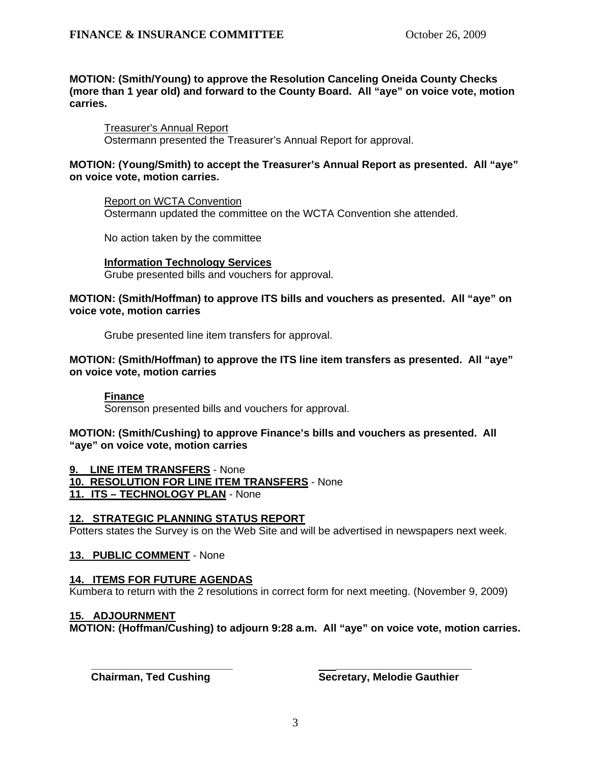**MOTION: (Smith/Young) to approve the Resolution Canceling Oneida County Checks (more than 1 year old) and forward to the County Board. All "aye" on voice vote, motion carries.**

Treasurer's Annual Report
Ostermann presented the Treasurer's Annual Report for approval.

**MOTION: (Young/Smith) to accept the Treasurer's Annual Report as presented. All "aye" on voice vote, motion carries.**

Report on WCTA Convention
Ostermann updated the committee on the WCTA Convention she attended.

No action taken by the committee

**Information Technology Services**
Grube presented bills and vouchers for approval.

**MOTION: (Smith/Hoffman) to approve ITS bills and vouchers as presented. All "aye" on voice vote, motion carries**

Grube presented line item transfers for approval.

**MOTION: (Smith/Hoffman) to approve the ITS line item transfers as presented. All "aye" on voice vote, motion carries**

**Finance**
Sorenson presented bills and vouchers for approval.

**MOTION: (Smith/Cushing) to approve Finance's bills and vouchers as presented. All "aye" on voice vote, motion carries**

**9. LINE ITEM TRANSFERS** - None
**10. RESOLUTION FOR LINE ITEM TRANSFERS** - None
**11. ITS – TECHNOLOGY PLAN** - None

**12. STRATEGIC PLANNING STATUS REPORT**
Potters states the Survey is on the Web Site and will be advertised in newspapers next week.

**13. PUBLIC COMMENT** - None

**14. ITEMS FOR FUTURE AGENDAS**
Kumbera to return with the 2 resolutions in correct form for next meeting. (November 9, 2009)

**15. ADJOURNMENT**
**MOTION: (Hoffman/Cushing) to adjourn 9:28 a.m. All "aye" on voice vote, motion carries.**

\_\_\_\_\_\_\_\_\_\_\_\_\_\_\_\_\_\_\_\_\_\_\_\_\_\_
**Chairman, Ted Cushing**

\_\_\_\_\_\_\_\_\_\_\_\_\_\_\_\_\_\_\_\_\_\_\_\_\_\_
**Secretary, Melodie Gauthier**